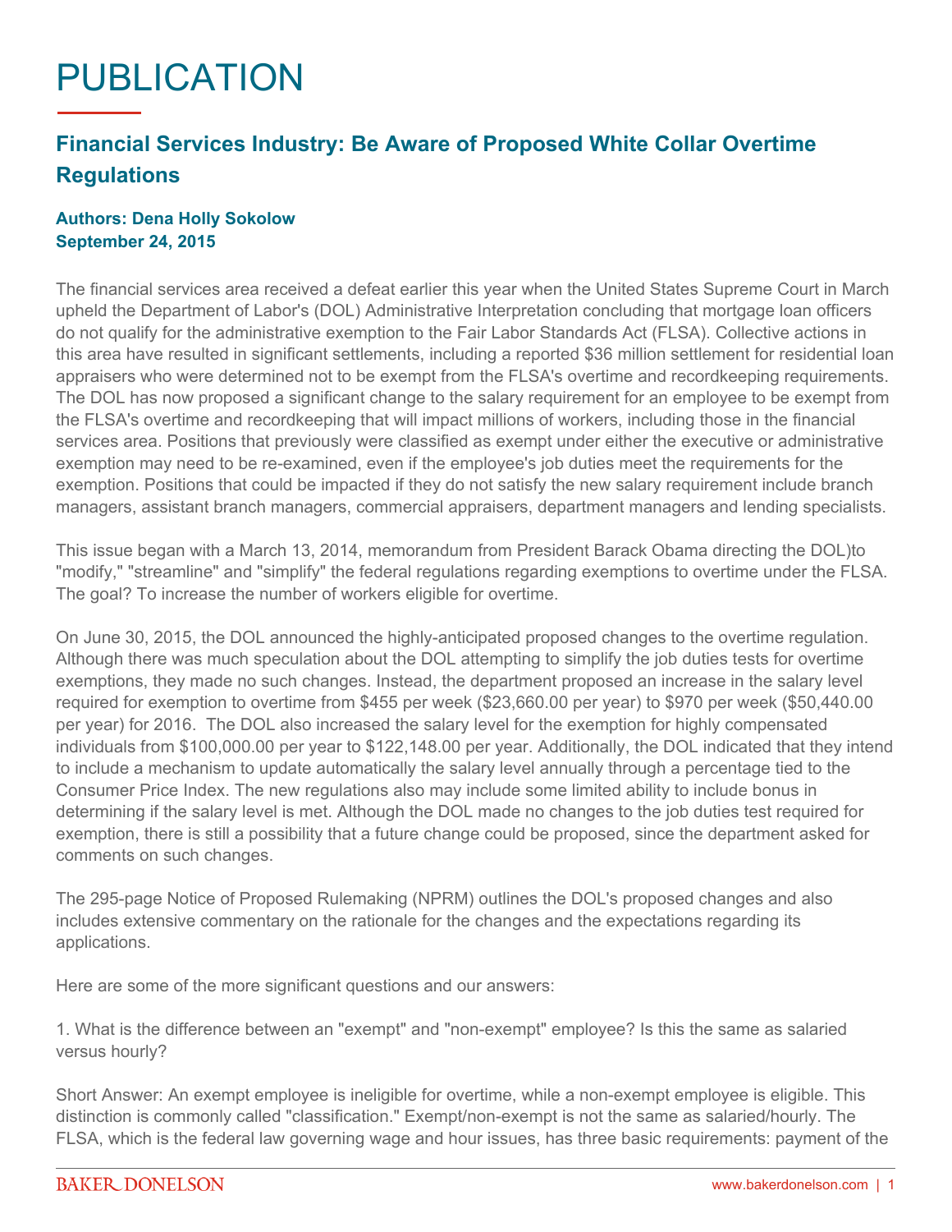# PUBLICATION

## Financial Services Industry: Be Aware of Proposed White Collar Overtime Regulations

**Authors: Dena Holly Sokolow**
**September 24, 2015**

The financial services area received a defeat earlier this year when the United States Supreme Court in March upheld the Department of Labor's (DOL) Administrative Interpretation concluding that mortgage loan officers do not qualify for the administrative exemption to the Fair Labor Standards Act (FLSA). Collective actions in this area have resulted in significant settlements, including a reported $36 million settlement for residential loan appraisers who were determined not to be exempt from the FLSA's overtime and recordkeeping requirements. The DOL has now proposed a significant change to the salary requirement for an employee to be exempt from the FLSA's overtime and recordkeeping that will impact millions of workers, including those in the financial services area. Positions that previously were classified as exempt under either the executive or administrative exemption may need to be re-examined, even if the employee's job duties meet the requirements for the exemption. Positions that could be impacted if they do not satisfy the new salary requirement include branch managers, assistant branch managers, commercial appraisers, department managers and lending specialists.

This issue began with a March 13, 2014, memorandum from President Barack Obama directing the DOL)to "modify," "streamline" and "simplify" the federal regulations regarding exemptions to overtime under the FLSA. The goal? To increase the number of workers eligible for overtime.

On June 30, 2015, the DOL announced the highly-anticipated proposed changes to the overtime regulation. Although there was much speculation about the DOL attempting to simplify the job duties tests for overtime exemptions, they made no such changes. Instead, the department proposed an increase in the salary level required for exemption to overtime from $455 per week ($23,660.00 per year) to $970 per week ($50,440.00 per year) for 2016. The DOL also increased the salary level for the exemption for highly compensated individuals from $100,000.00 per year to $122,148.00 per year. Additionally, the DOL indicated that they intend to include a mechanism to update automatically the salary level annually through a percentage tied to the Consumer Price Index. The new regulations also may include some limited ability to include bonus in determining if the salary level is met. Although the DOL made no changes to the job duties test required for exemption, there is still a possibility that a future change could be proposed, since the department asked for comments on such changes.

The 295-page Notice of Proposed Rulemaking (NPRM) outlines the DOL's proposed changes and also includes extensive commentary on the rationale for the changes and the expectations regarding its applications.

Here are some of the more significant questions and our answers:

1. What is the difference between an "exempt" and "non-exempt" employee? Is this the same as salaried versus hourly?

Short Answer: An exempt employee is ineligible for overtime, while a non-exempt employee is eligible. This distinction is commonly called "classification." Exempt/non-exempt is not the same as salaried/hourly. The FLSA, which is the federal law governing wage and hour issues, has three basic requirements: payment of the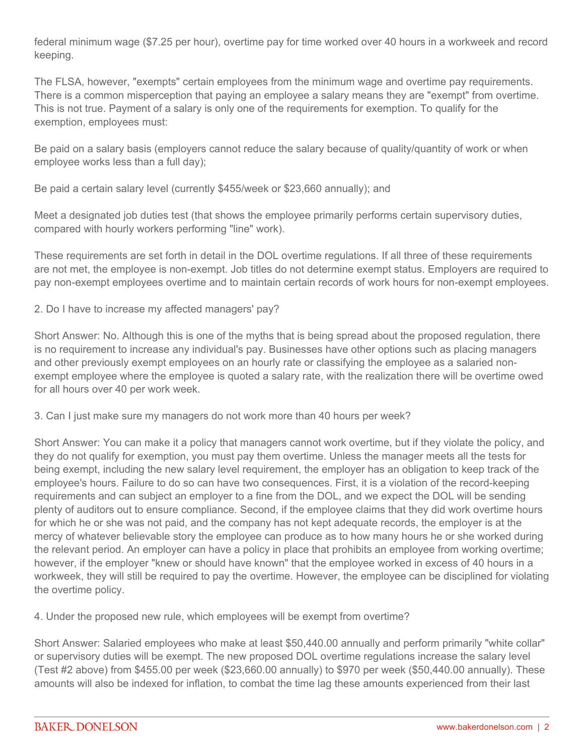federal minimum wage ($7.25 per hour), overtime pay for time worked over 40 hours in a workweek and record keeping.

The FLSA, however, "exempts" certain employees from the minimum wage and overtime pay requirements. There is a common misperception that paying an employee a salary means they are "exempt" from overtime. This is not true. Payment of a salary is only one of the requirements for exemption. To qualify for the exemption, employees must:

Be paid on a salary basis (employers cannot reduce the salary because of quality/quantity of work or when employee works less than a full day);

Be paid a certain salary level (currently $455/week or $23,660 annually); and

Meet a designated job duties test (that shows the employee primarily performs certain supervisory duties, compared with hourly workers performing "line" work).

These requirements are set forth in detail in the DOL overtime regulations. If all three of these requirements are not met, the employee is non-exempt. Job titles do not determine exempt status. Employers are required to pay non-exempt employees overtime and to maintain certain records of work hours for non-exempt employees.

2. Do I have to increase my affected managers' pay?

Short Answer: No. Although this is one of the myths that is being spread about the proposed regulation, there is no requirement to increase any individual's pay. Businesses have other options such as placing managers and other previously exempt employees on an hourly rate or classifying the employee as a salaried non-exempt employee where the employee is quoted a salary rate, with the realization there will be overtime owed for all hours over 40 per work week.

3. Can I just make sure my managers do not work more than 40 hours per week?

Short Answer: You can make it a policy that managers cannot work overtime, but if they violate the policy, and they do not qualify for exemption, you must pay them overtime. Unless the manager meets all the tests for being exempt, including the new salary level requirement, the employer has an obligation to keep track of the employee's hours. Failure to do so can have two consequences. First, it is a violation of the record-keeping requirements and can subject an employer to a fine from the DOL, and we expect the DOL will be sending plenty of auditors out to ensure compliance. Second, if the employee claims that they did work overtime hours for which he or she was not paid, and the company has not kept adequate records, the employer is at the mercy of whatever believable story the employee can produce as to how many hours he or she worked during the relevant period. An employer can have a policy in place that prohibits an employee from working overtime; however, if the employer "knew or should have known" that the employee worked in excess of 40 hours in a workweek, they will still be required to pay the overtime. However, the employee can be disciplined for violating the overtime policy.

4. Under the proposed new rule, which employees will be exempt from overtime?

Short Answer: Salaried employees who make at least $50,440.00 annually and perform primarily "white collar" or supervisory duties will be exempt. The new proposed DOL overtime regulations increase the salary level (Test #2 above) from $455.00 per week ($23,660.00 annually) to $970 per week ($50,440.00 annually). These amounts will also be indexed for inflation, to combat the time lag these amounts experienced from their last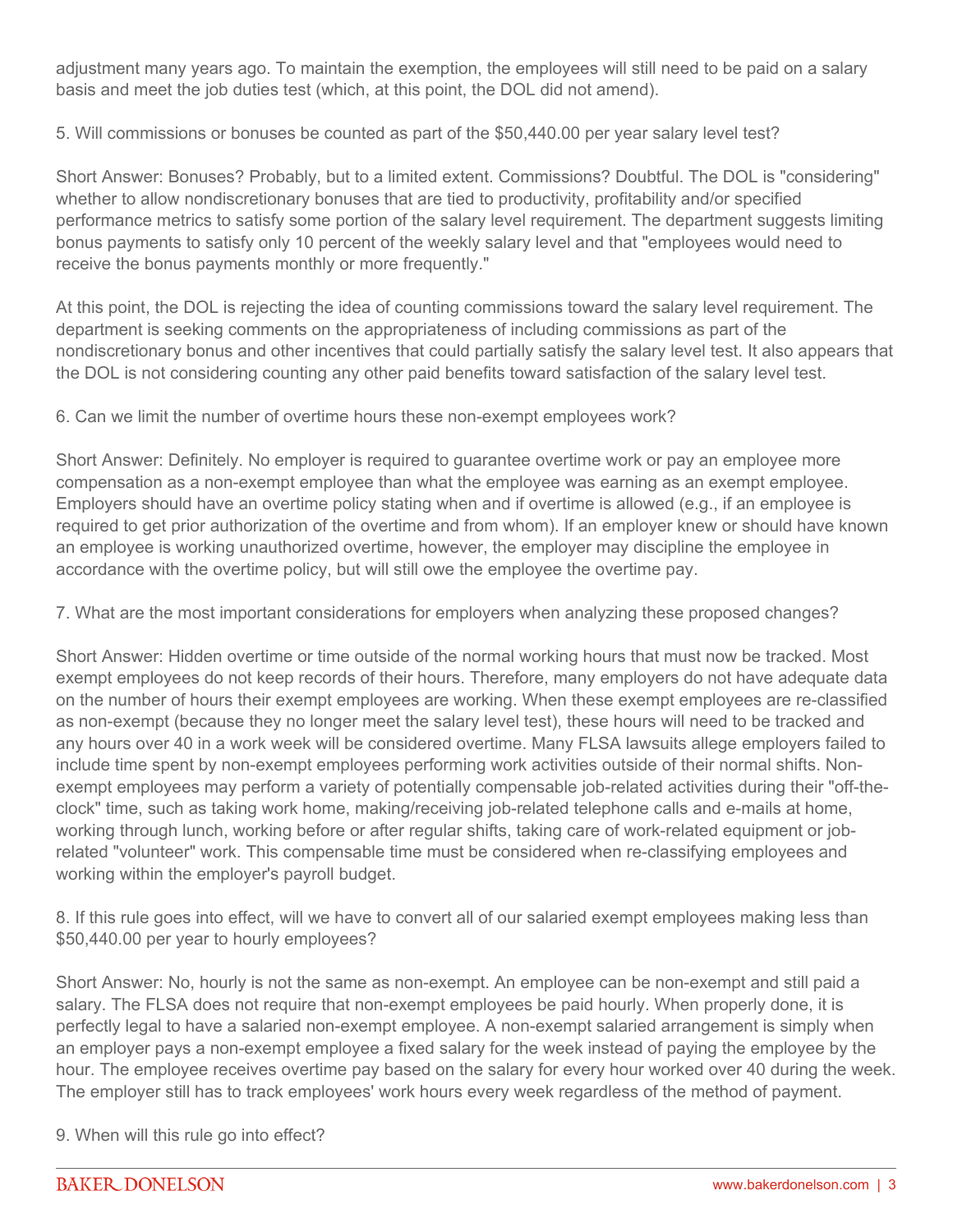adjustment many years ago. To maintain the exemption, the employees will still need to be paid on a salary basis and meet the job duties test (which, at this point, the DOL did not amend).

5. Will commissions or bonuses be counted as part of the $50,440.00 per year salary level test?

Short Answer: Bonuses? Probably, but to a limited extent. Commissions? Doubtful. The DOL is "considering" whether to allow nondiscretionary bonuses that are tied to productivity, profitability and/or specified performance metrics to satisfy some portion of the salary level requirement. The department suggests limiting bonus payments to satisfy only 10 percent of the weekly salary level and that "employees would need to receive the bonus payments monthly or more frequently."

At this point, the DOL is rejecting the idea of counting commissions toward the salary level requirement. The department is seeking comments on the appropriateness of including commissions as part of the nondiscretionary bonus and other incentives that could partially satisfy the salary level test. It also appears that the DOL is not considering counting any other paid benefits toward satisfaction of the salary level test.

6. Can we limit the number of overtime hours these non-exempt employees work?

Short Answer: Definitely. No employer is required to guarantee overtime work or pay an employee more compensation as a non-exempt employee than what the employee was earning as an exempt employee. Employers should have an overtime policy stating when and if overtime is allowed (e.g., if an employee is required to get prior authorization of the overtime and from whom). If an employer knew or should have known an employee is working unauthorized overtime, however, the employer may discipline the employee in accordance with the overtime policy, but will still owe the employee the overtime pay.

7. What are the most important considerations for employers when analyzing these proposed changes?

Short Answer: Hidden overtime or time outside of the normal working hours that must now be tracked. Most exempt employees do not keep records of their hours. Therefore, many employers do not have adequate data on the number of hours their exempt employees are working. When these exempt employees are re-classified as non-exempt (because they no longer meet the salary level test), these hours will need to be tracked and any hours over 40 in a work week will be considered overtime. Many FLSA lawsuits allege employers failed to include time spent by non-exempt employees performing work activities outside of their normal shifts. Non-exempt employees may perform a variety of potentially compensable job-related activities during their "off-the-clock" time, such as taking work home, making/receiving job-related telephone calls and e-mails at home, working through lunch, working before or after regular shifts, taking care of work-related equipment or job-related "volunteer" work. This compensable time must be considered when re-classifying employees and working within the employer's payroll budget.

8. If this rule goes into effect, will we have to convert all of our salaried exempt employees making less than $50,440.00 per year to hourly employees?

Short Answer: No, hourly is not the same as non-exempt. An employee can be non-exempt and still paid a salary. The FLSA does not require that non-exempt employees be paid hourly. When properly done, it is perfectly legal to have a salaried non-exempt employee. A non-exempt salaried arrangement is simply when an employer pays a non-exempt employee a fixed salary for the week instead of paying the employee by the hour. The employee receives overtime pay based on the salary for every hour worked over 40 during the week. The employer still has to track employees' work hours every week regardless of the method of payment.

9. When will this rule go into effect?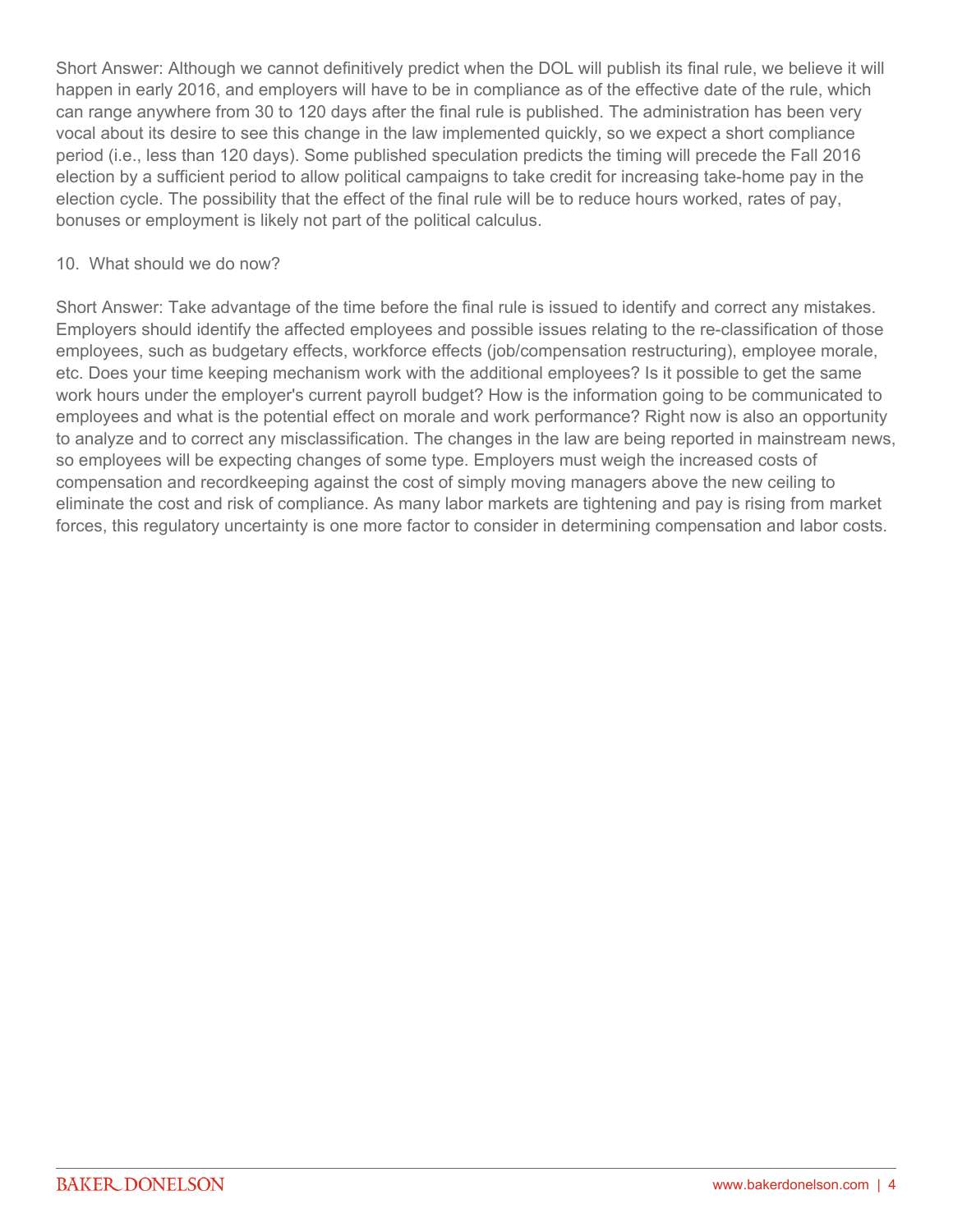Short Answer: Although we cannot definitively predict when the DOL will publish its final rule, we believe it will happen in early 2016, and employers will have to be in compliance as of the effective date of the rule, which can range anywhere from 30 to 120 days after the final rule is published. The administration has been very vocal about its desire to see this change in the law implemented quickly, so we expect a short compliance period (i.e., less than 120 days). Some published speculation predicts the timing will precede the Fall 2016 election by a sufficient period to allow political campaigns to take credit for increasing take-home pay in the election cycle. The possibility that the effect of the final rule will be to reduce hours worked, rates of pay, bonuses or employment is likely not part of the political calculus.

10. What should we do now?

Short Answer: Take advantage of the time before the final rule is issued to identify and correct any mistakes. Employers should identify the affected employees and possible issues relating to the re-classification of those employees, such as budgetary effects, workforce effects (job/compensation restructuring), employee morale, etc. Does your time keeping mechanism work with the additional employees? Is it possible to get the same work hours under the employer's current payroll budget? How is the information going to be communicated to employees and what is the potential effect on morale and work performance? Right now is also an opportunity to analyze and to correct any misclassification. The changes in the law are being reported in mainstream news, so employees will be expecting changes of some type. Employers must weigh the increased costs of compensation and recordkeeping against the cost of simply moving managers above the new ceiling to eliminate the cost and risk of compliance. As many labor markets are tightening and pay is rising from market forces, this regulatory uncertainty is one more factor to consider in determining compensation and labor costs.